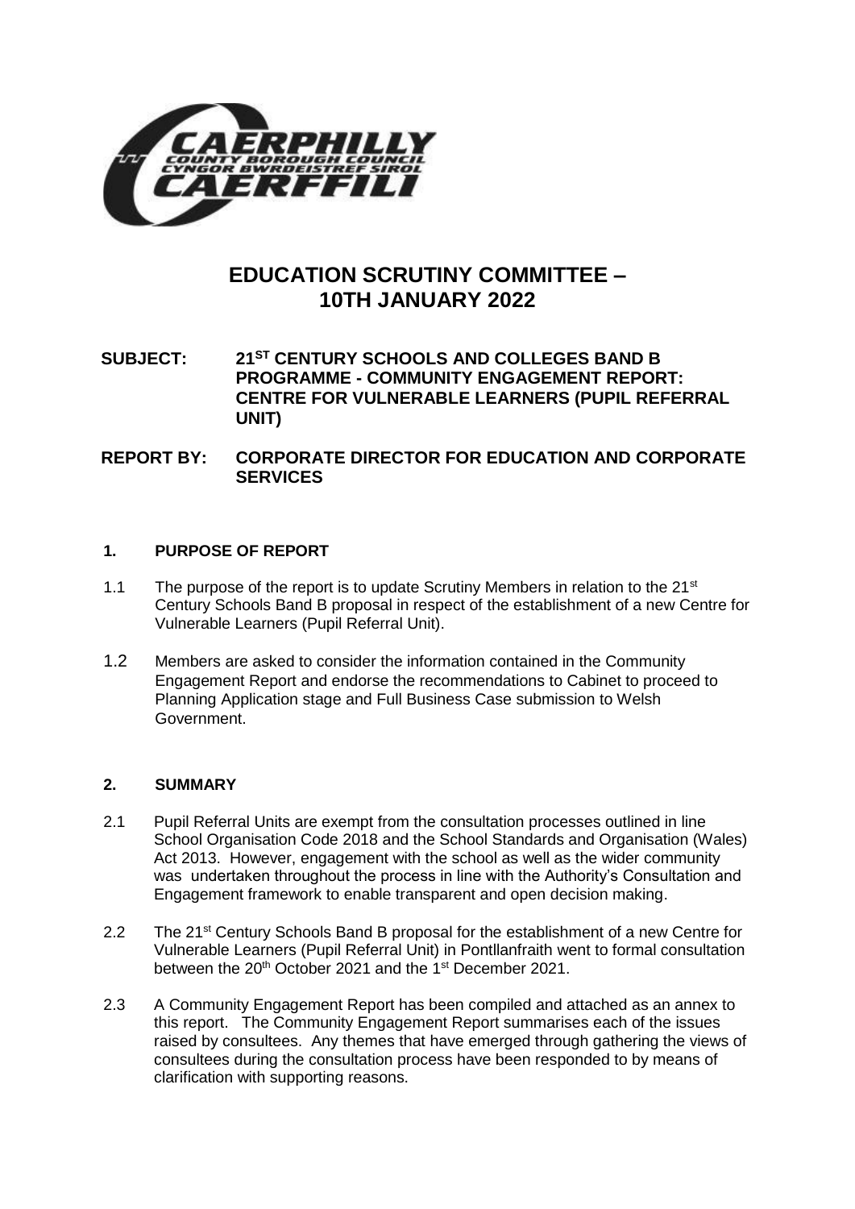# EDUCATION SCRUTINY COMMITTEE – 10TH JANUARY 2022

**SUBJECT: 21ST CENTURY SCHOOLS AND COLLEGES BAND B PROGRAMME - COMMUNITY ENGAGEMENT REPORT: CENTRE FOR VULNERABLE LEARNERS (PUPIL REFERRAL UNIT)**

**REPORT BY: CORPORATE DIRECTOR FOR EDUCATION AND CORPORATE SERVICES**

## 1. PURPOSE OF REPORT

1.1 The purpose of the report is to update Scrutiny Members in relation to the 21st Century Schools Band B proposal in respect of the establishment of a new Centre for Vulnerable Learners (Pupil Referral Unit).

1.2 Members are asked to consider the information contained in the Community Engagement Report and endorse the recommendations to Cabinet to proceed to Planning Application stage and Full Business Case submission to Welsh Government.

## 2. SUMMARY

2.1 Pupil Referral Units are exempt from the consultation processes outlined in line School Organisation Code 2018 and the School Standards and Organisation (Wales) Act 2013. However, engagement with the school as well as the wider community was undertaken throughout the process in line with the Authority's Consultation and Engagement framework to enable transparent and open decision making.

2.2 The 21st Century Schools Band B proposal for the establishment of a new Centre for Vulnerable Learners (Pupil Referral Unit) in Pontllanfraith went to formal consultation between the 20th October 2021 and the 1st December 2021.

2.3 A Community Engagement Report has been compiled and attached as an annex to this report. The Community Engagement Report summarises each of the issues raised by consultees. Any themes that have emerged through gathering the views of consultees during the consultation process have been responded to by means of clarification with supporting reasons.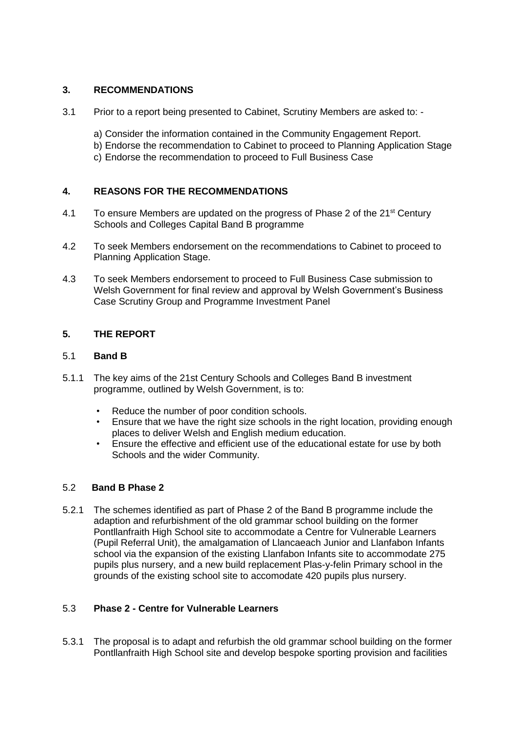## 3. RECOMMENDATIONS

3.1 Prior to a report being presented to Cabinet, Scrutiny Members are asked to: -

a) Consider the information contained in the Community Engagement Report.
b) Endorse the recommendation to Cabinet to proceed to Planning Application Stage
c) Endorse the recommendation to proceed to Full Business Case

## 4. REASONS FOR THE RECOMMENDATIONS

4.1 To ensure Members are updated on the progress of Phase 2 of the 21st Century Schools and Colleges Capital Band B programme

4.2 To seek Members endorsement on the recommendations to Cabinet to proceed to Planning Application Stage.

4.3 To seek Members endorsement to proceed to Full Business Case submission to Welsh Government for final review and approval by Welsh Government's Business Case Scrutiny Group and Programme Investment Panel

## 5. THE REPORT

### 5.1 Band B

5.1.1 The key aims of the 21st Century Schools and Colleges Band B investment programme, outlined by Welsh Government, is to:

- Reduce the number of poor condition schools.
- Ensure that we have the right size schools in the right location, providing enough places to deliver Welsh and English medium education.
- Ensure the effective and efficient use of the educational estate for use by both Schools and the wider Community.

### 5.2 Band B Phase 2

5.2.1 The schemes identified as part of Phase 2 of the Band B programme include the adaption and refurbishment of the old grammar school building on the former Pontllanfraith High School site to accommodate a Centre for Vulnerable Learners (Pupil Referral Unit), the amalgamation of Llancaeach Junior and Llanfabon Infants school via the expansion of the existing Llanfabon Infants site to accommodate 275 pupils plus nursery, and a new build replacement Plas-y-felin Primary school in the grounds of the existing school site to accomodate 420 pupils plus nursery.

### 5.3 Phase 2 - Centre for Vulnerable Learners

5.3.1 The proposal is to adapt and refurbish the old grammar school building on the former Pontllanfraith High School site and develop bespoke sporting provision and facilities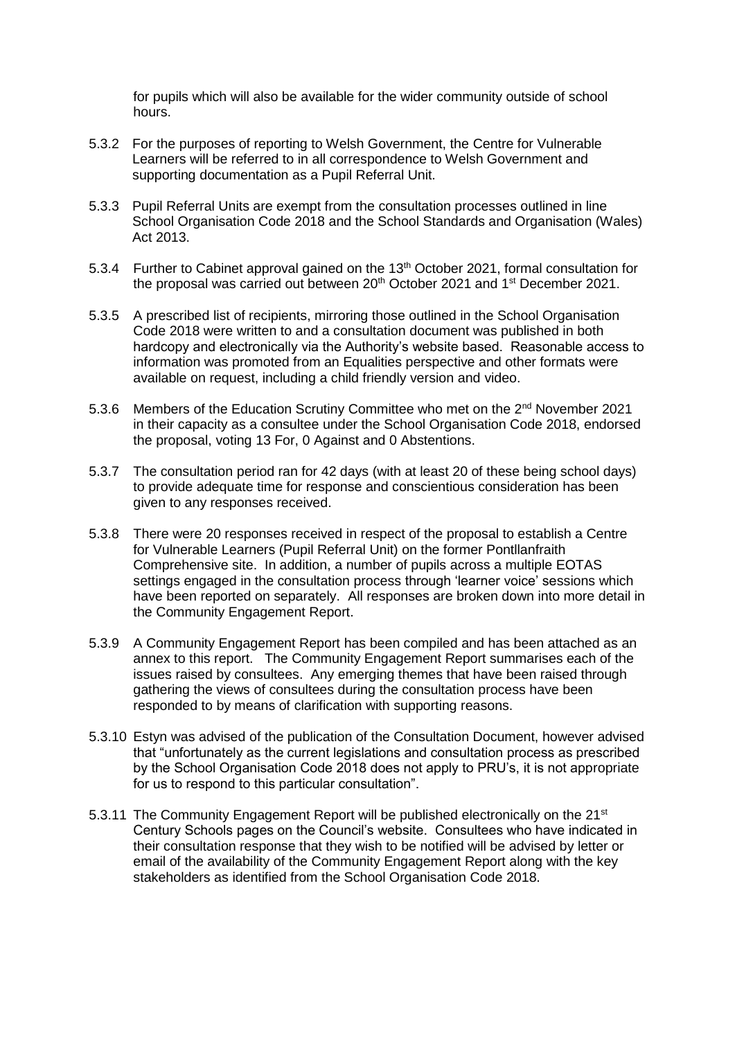for pupils which will also be available for the wider community outside of school hours.

5.3.2 For the purposes of reporting to Welsh Government, the Centre for Vulnerable Learners will be referred to in all correspondence to Welsh Government and supporting documentation as a Pupil Referral Unit.

5.3.3 Pupil Referral Units are exempt from the consultation processes outlined in line School Organisation Code 2018 and the School Standards and Organisation (Wales) Act 2013.

5.3.4 Further to Cabinet approval gained on the 13th October 2021, formal consultation for the proposal was carried out between 20th October 2021 and 1st December 2021.

5.3.5 A prescribed list of recipients, mirroring those outlined in the School Organisation Code 2018 were written to and a consultation document was published in both hardcopy and electronically via the Authority's website based. Reasonable access to information was promoted from an Equalities perspective and other formats were available on request, including a child friendly version and video.

5.3.6 Members of the Education Scrutiny Committee who met on the 2nd November 2021 in their capacity as a consultee under the School Organisation Code 2018, endorsed the proposal, voting 13 For, 0 Against and 0 Abstentions.

5.3.7 The consultation period ran for 42 days (with at least 20 of these being school days) to provide adequate time for response and conscientious consideration has been given to any responses received.

5.3.8 There were 20 responses received in respect of the proposal to establish a Centre for Vulnerable Learners (Pupil Referral Unit) on the former Pontllanfraith Comprehensive site. In addition, a number of pupils across a multiple EOTAS settings engaged in the consultation process through 'learner voice' sessions which have been reported on separately. All responses are broken down into more detail in the Community Engagement Report.

5.3.9 A Community Engagement Report has been compiled and has been attached as an annex to this report. The Community Engagement Report summarises each of the issues raised by consultees. Any emerging themes that have been raised through gathering the views of consultees during the consultation process have been responded to by means of clarification with supporting reasons.

5.3.10 Estyn was advised of the publication of the Consultation Document, however advised that "unfortunately as the current legislations and consultation process as prescribed by the School Organisation Code 2018 does not apply to PRU's, it is not appropriate for us to respond to this particular consultation".

5.3.11 The Community Engagement Report will be published electronically on the 21st Century Schools pages on the Council's website. Consultees who have indicated in their consultation response that they wish to be notified will be advised by letter or email of the availability of the Community Engagement Report along with the key stakeholders as identified from the School Organisation Code 2018.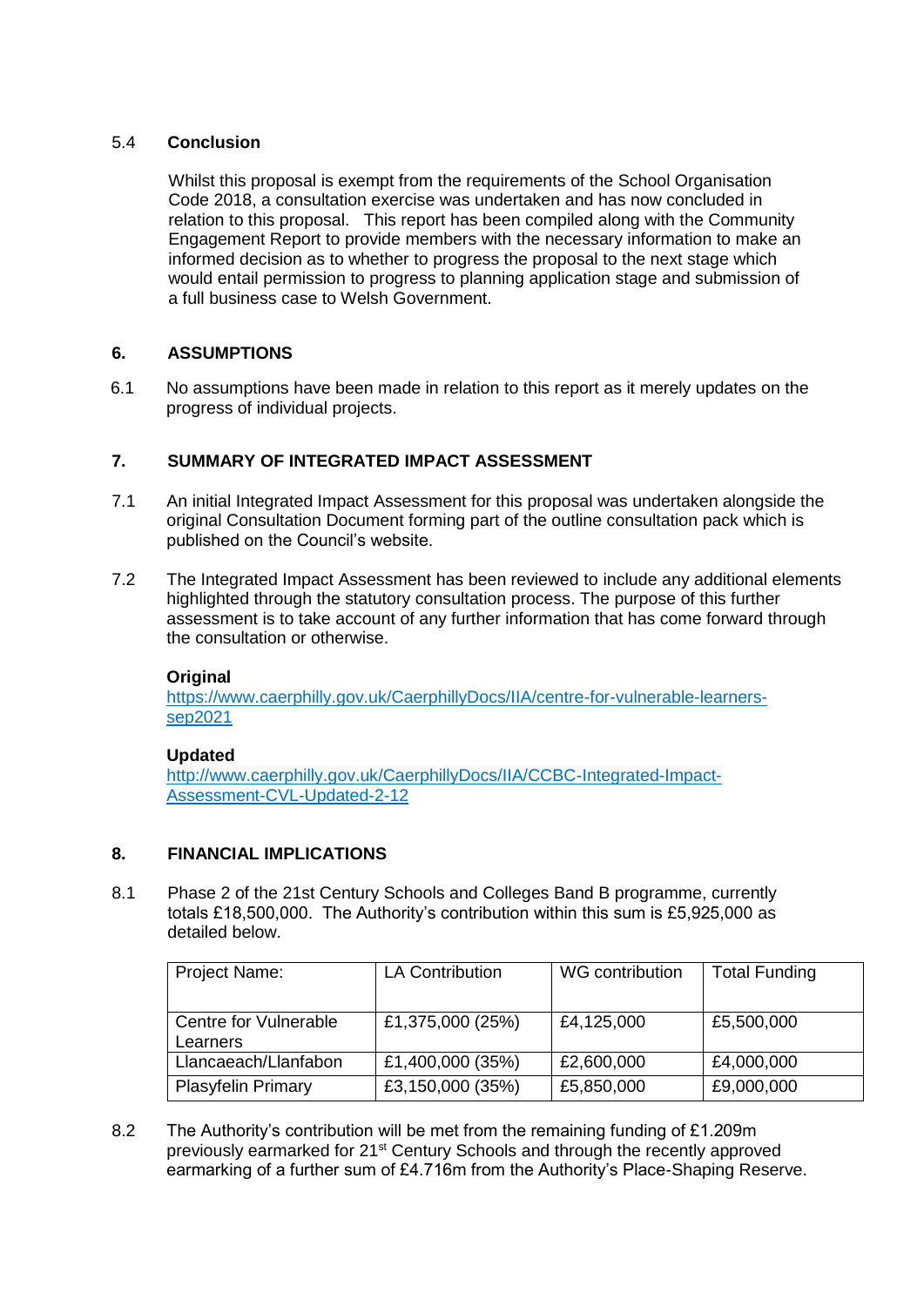### 5.4 Conclusion

Whilst this proposal is exempt from the requirements of the School Organisation Code 2018, a consultation exercise was undertaken and has now concluded in relation to this proposal. This report has been compiled along with the Community Engagement Report to provide members with the necessary information to make an informed decision as to whether to progress the proposal to the next stage which would entail permission to progress to planning application stage and submission of a full business case to Welsh Government.

## 6. ASSUMPTIONS

6.1 No assumptions have been made in relation to this report as it merely updates on the progress of individual projects.

## 7. SUMMARY OF INTEGRATED IMPACT ASSESSMENT

7.1 An initial Integrated Impact Assessment for this proposal was undertaken alongside the original Consultation Document forming part of the outline consultation pack which is published on the Council's website.

7.2 The Integrated Impact Assessment has been reviewed to include any additional elements highlighted through the statutory consultation process. The purpose of this further assessment is to take account of any further information that has come forward through the consultation or otherwise.

**Original**
https://www.caerphilly.gov.uk/CaerphillyDocs/IIA/centre-for-vulnerable-learners-sep2021

**Updated**
http://www.caerphilly.gov.uk/CaerphillyDocs/IIA/CCBC-Integrated-Impact-Assessment-CVL-Updated-2-12

## 8. FINANCIAL IMPLICATIONS

8.1 Phase 2 of the 21st Century Schools and Colleges Band B programme, currently totals £18,500,000. The Authority's contribution within this sum is £5,925,000 as detailed below.

| Project Name: | LA Contribution | WG contribution | Total Funding |
|---|---|---|---|
| Centre for Vulnerable Learners | £1,375,000 (25%) | £4,125,000 | £5,500,000 |
| Llancaeach/Llanfabon | £1,400,000 (35%) | £2,600,000 | £4,000,000 |
| Plasyfelin Primary | £3,150,000 (35%) | £5,850,000 | £9,000,000 |

8.2 The Authority's contribution will be met from the remaining funding of £1.209m previously earmarked for 21st Century Schools and through the recently approved earmarking of a further sum of £4.716m from the Authority's Place-Shaping Reserve.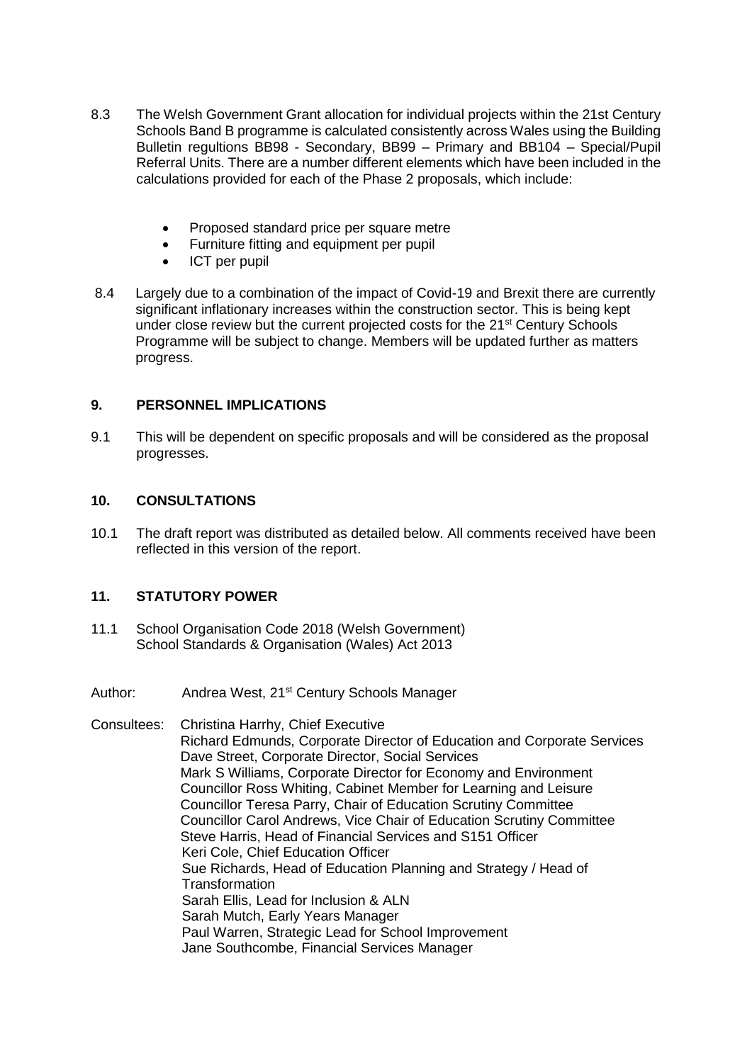8.3 The Welsh Government Grant allocation for individual projects within the 21st Century Schools Band B programme is calculated consistently across Wales using the Building Bulletin regultions BB98 - Secondary, BB99 – Primary and BB104 – Special/Pupil Referral Units. There are a number different elements which have been included in the calculations provided for each of the Phase 2 proposals, which include:

- Proposed standard price per square metre
- Furniture fitting and equipment per pupil
- ICT per pupil

8.4 Largely due to a combination of the impact of Covid-19 and Brexit there are currently significant inflationary increases within the construction sector. This is being kept under close review but the current projected costs for the 21st Century Schools Programme will be subject to change. Members will be updated further as matters progress.

## 9. PERSONNEL IMPLICATIONS

9.1 This will be dependent on specific proposals and will be considered as the proposal progresses.

## 10. CONSULTATIONS

10.1 The draft report was distributed as detailed below. All comments received have been reflected in this version of the report.

## 11. STATUTORY POWER

11.1 School Organisation Code 2018 (Welsh Government)
School Standards & Organisation (Wales) Act 2013

Author: Andrea West, 21st Century Schools Manager

Consultees: Christina Harrhy, Chief Executive
Richard Edmunds, Corporate Director of Education and Corporate Services
Dave Street, Corporate Director, Social Services
Mark S Williams, Corporate Director for Economy and Environment
Councillor Ross Whiting, Cabinet Member for Learning and Leisure
Councillor Teresa Parry, Chair of Education Scrutiny Committee
Councillor Carol Andrews, Vice Chair of Education Scrutiny Committee
Steve Harris, Head of Financial Services and S151 Officer
Keri Cole, Chief Education Officer
Sue Richards, Head of Education Planning and Strategy / Head of Transformation
Sarah Ellis, Lead for Inclusion & ALN
Sarah Mutch, Early Years Manager
Paul Warren, Strategic Lead for School Improvement
Jane Southcombe, Financial Services Manager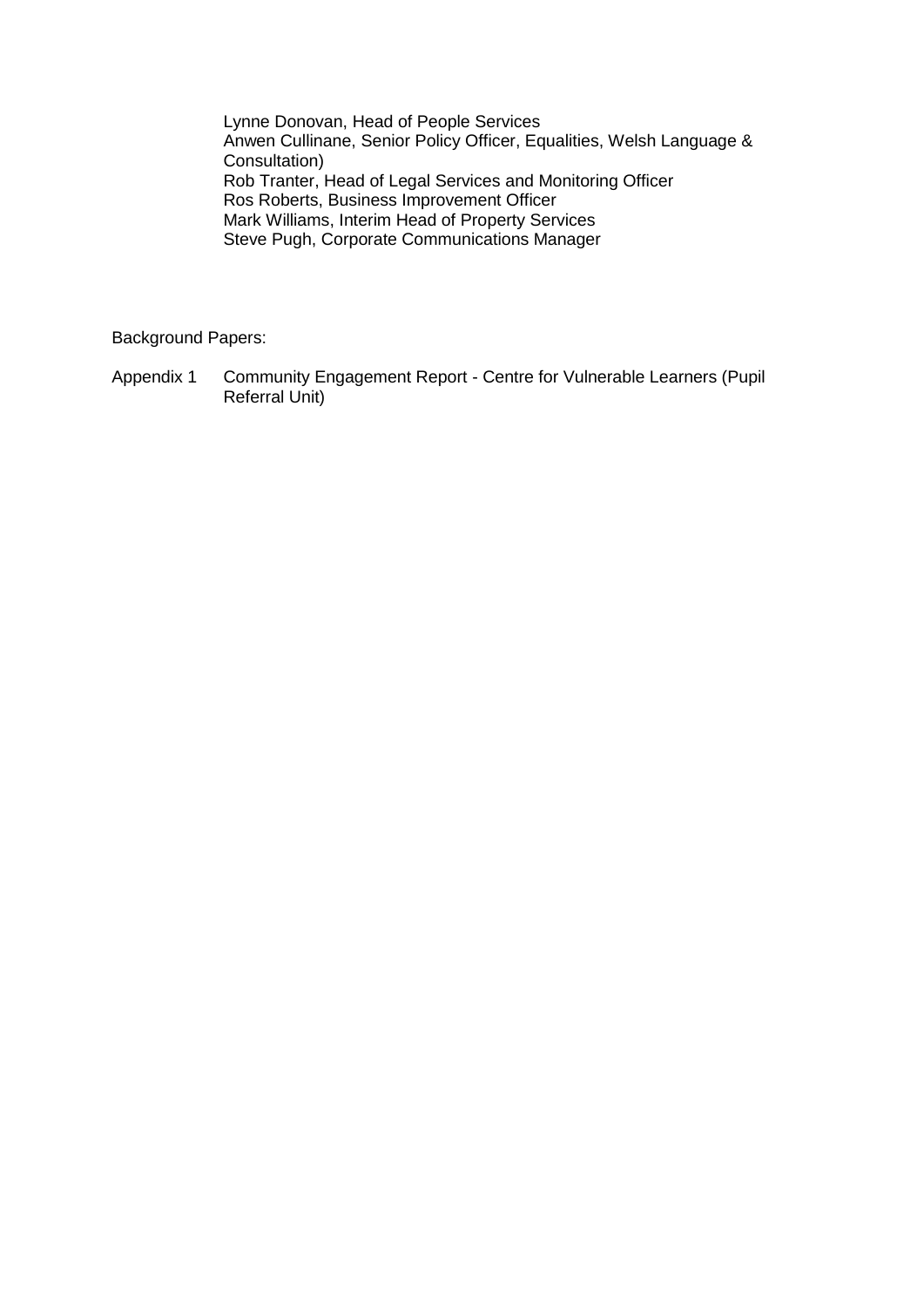Lynne Donovan, Head of People Services
Anwen Cullinane, Senior Policy Officer, Equalities, Welsh Language & Consultation)
Rob Tranter, Head of Legal Services and Monitoring Officer
Ros Roberts, Business Improvement Officer
Mark Williams, Interim Head of Property Services
Steve Pugh, Corporate Communications Manager

Background Papers:

Appendix 1 Community Engagement Report - Centre for Vulnerable Learners (Pupil Referral Unit)